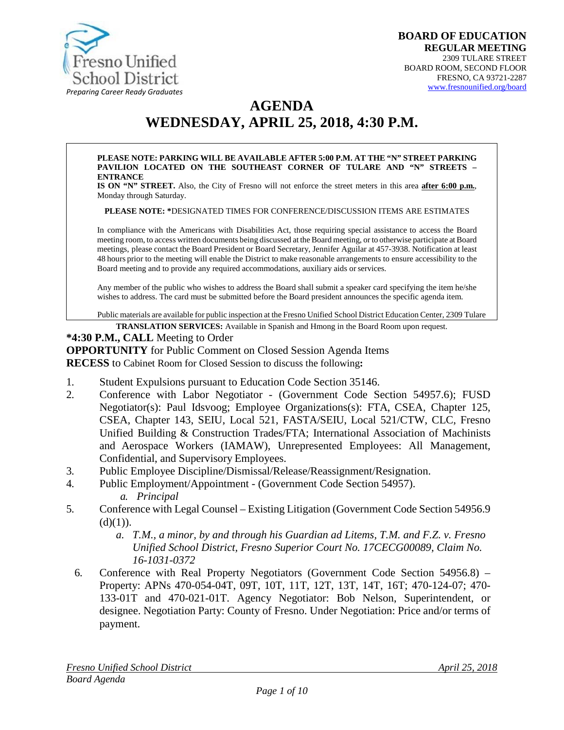Fresno Unified School District

*Preparing Career Ready Graduates*

**BOARD OF EDUCATION**
**REGULAR MEETING**
2309 TULARE STREET
BOARD ROOM, SECOND FLOOR
FRESNO, CA 93721-2287
www.fresnounified.org/board

# AGENDA
# WEDNESDAY, APRIL 25, 2018, 4:30 P.M.

**PLEASE NOTE: PARKING WILL BE AVAILABLE AFTER 5:00 P.M. AT THE "N" STREET PARKING PAVILION LOCATED ON THE SOUTHEAST CORNER OF TULARE AND "N" STREETS – ENTRANCE IS ON "N" STREET.** Also, the City of Fresno will not enforce the street meters in this area **after 6:00 p.m.**, Monday through Saturday.

**PLEASE NOTE: ***DESIGNATED TIMES FOR CONFERENCE/DISCUSSION ITEMS ARE ESTIMATES

In compliance with the Americans with Disabilities Act, those requiring special assistance to access the Board meeting room, to access written documents being discussed at the Board meeting, or to otherwise participate at Board meetings, please contact the Board President or Board Secretary, Jennifer Aguilar at 457-3938. Notification at least 48 hours prior to the meeting will enable the District to make reasonable arrangements to ensure accessibility to the Board meeting and to provide any required accommodations, auxiliary aids or services.

Any member of the public who wishes to address the Board shall submit a speaker card specifying the item he/she wishes to address. The card must be submitted before the Board president announces the specific agenda item.

Public materials are available for public inspection at the Fresno Unified School District Education Center, 2309 Tulare

**TRANSLATION SERVICES:** Available in Spanish and Hmong in the Board Room upon request.

**\*4:30 P.M., CALL** Meeting to Order
**OPPORTUNITY** for Public Comment on Closed Session Agenda Items
**RECESS** to Cabinet Room for Closed Session to discuss the following**:**

1. Student Expulsions pursuant to Education Code Section 35146.
2. Conference with Labor Negotiator - (Government Code Section 54957.6); FUSD Negotiator(s): Paul Idsvoog; Employee Organizations(s): FTA, CSEA, Chapter 125, CSEA, Chapter 143, SEIU, Local 521, FASTA/SEIU, Local 521/CTW, CLC, Fresno Unified Building & Construction Trades/FTA; International Association of Machinists and Aerospace Workers (IAMAW), Unrepresented Employees: All Management, Confidential, and Supervisory Employees.
3. Public Employee Discipline/Dismissal/Release/Reassignment/Resignation.
4. Public Employment/Appointment - (Government Code Section 54957).
   a. *Principal*
5. Conference with Legal Counsel – Existing Litigation (Government Code Section 54956.9 (d)(1)).
   a. *T.M., a minor, by and through his Guardian ad Litems, T.M. and F.Z. v. Fresno Unified School District, Fresno Superior Court No. 17CECG00089, Claim No. 16-1031-0372*
6. Conference with Real Property Negotiators (Government Code Section 54956.8) – Property: APNs 470-054-04T, 09T, 10T, 11T, 12T, 13T, 14T, 16T; 470-124-07; 470-133-01T and 470-021-01T. Agency Negotiator: Bob Nelson, Superintendent, or designee. Negotiation Party: County of Fresno. Under Negotiation: Price and/or terms of payment.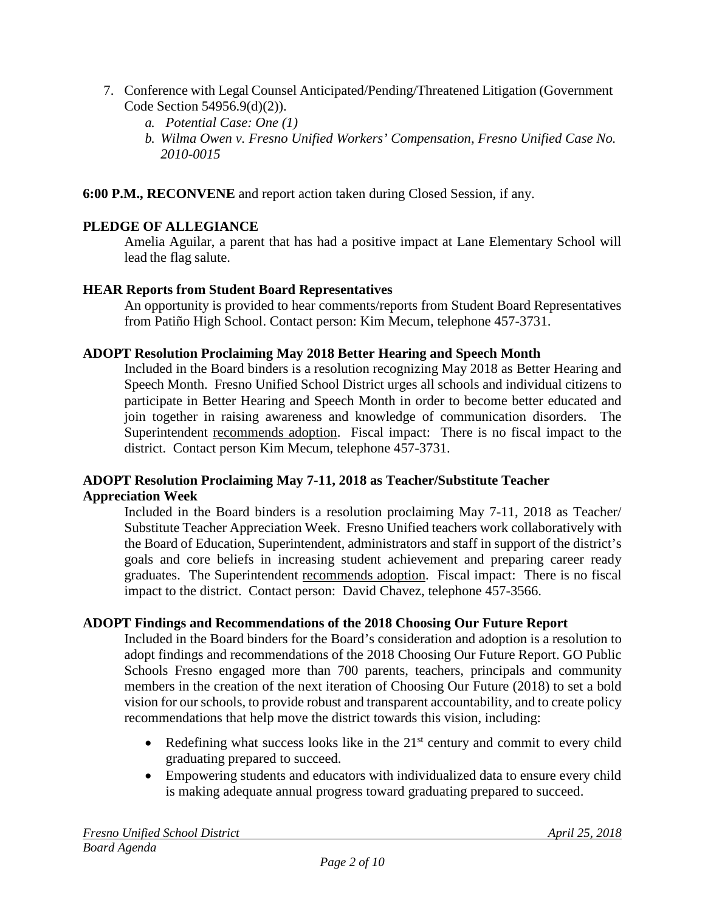7. Conference with Legal Counsel Anticipated/Pending/Threatened Litigation (Government Code Section 54956.9(d)(2)).
   a. *Potential Case: One (1)*
   b. *Wilma Owen v. Fresno Unified Workers' Compensation, Fresno Unified Case No. 2010-0015*

**6:00 P.M., RECONVENE** and report action taken during Closed Session, if any.

**PLEDGE OF ALLEGIANCE**

Amelia Aguilar, a parent that has had a positive impact at Lane Elementary School will lead the flag salute.

**HEAR Reports from Student Board Representatives**

An opportunity is provided to hear comments/reports from Student Board Representatives from Patiño High School. Contact person: Kim Mecum, telephone 457-3731.

**ADOPT Resolution Proclaiming May 2018 Better Hearing and Speech Month**

Included in the Board binders is a resolution recognizing May 2018 as Better Hearing and Speech Month. Fresno Unified School District urges all schools and individual citizens to participate in Better Hearing and Speech Month in order to become better educated and join together in raising awareness and knowledge of communication disorders. The Superintendent recommends adoption. Fiscal impact: There is no fiscal impact to the district. Contact person Kim Mecum, telephone 457-3731.

**ADOPT Resolution Proclaiming May 7-11, 2018 as Teacher/Substitute Teacher Appreciation Week**

Included in the Board binders is a resolution proclaiming May 7-11, 2018 as Teacher/ Substitute Teacher Appreciation Week. Fresno Unified teachers work collaboratively with the Board of Education, Superintendent, administrators and staff in support of the district's goals and core beliefs in increasing student achievement and preparing career ready graduates. The Superintendent recommends adoption. Fiscal impact: There is no fiscal impact to the district. Contact person: David Chavez, telephone 457-3566.

**ADOPT Findings and Recommendations of the 2018 Choosing Our Future Report**

Included in the Board binders for the Board's consideration and adoption is a resolution to adopt findings and recommendations of the 2018 Choosing Our Future Report. GO Public Schools Fresno engaged more than 700 parents, teachers, principals and community members in the creation of the next iteration of Choosing Our Future (2018) to set a bold vision for our schools, to provide robust and transparent accountability, and to create policy recommendations that help move the district towards this vision, including:

- Redefining what success looks like in the 21st century and commit to every child graduating prepared to succeed.
- Empowering students and educators with individualized data to ensure every child is making adequate annual progress toward graduating prepared to succeed.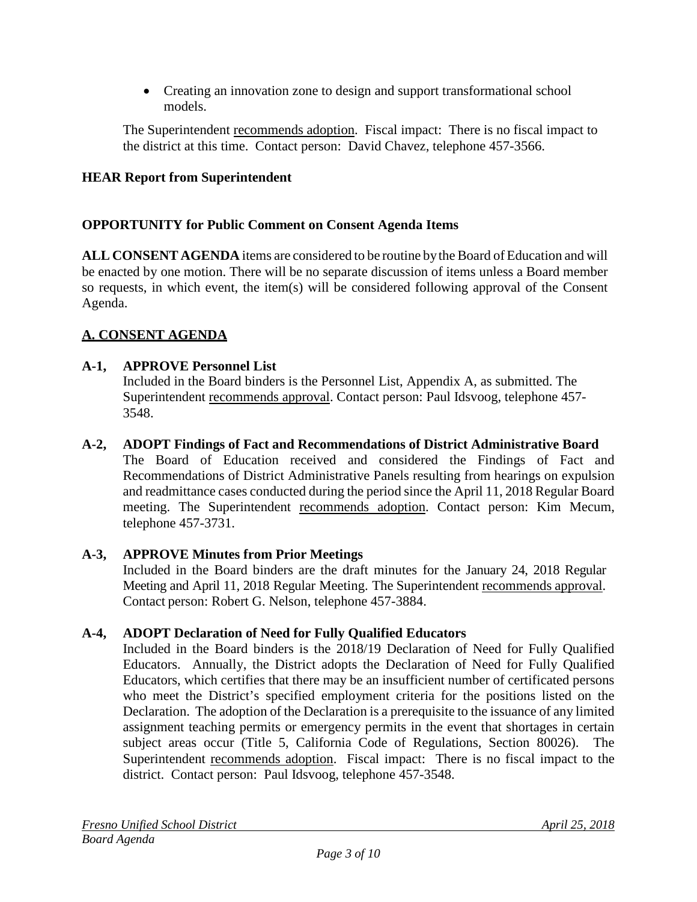- Creating an innovation zone to design and support transformational school models.

The Superintendent recommends adoption. Fiscal impact: There is no fiscal impact to the district at this time. Contact person: David Chavez, telephone 457-3566.

**HEAR Report from Superintendent**

**OPPORTUNITY for Public Comment on Consent Agenda Items**

**ALL CONSENT AGENDA** items are considered to be routine by the Board of Education and will be enacted by one motion. There will be no separate discussion of items unless a Board member so requests, in which event, the item(s) will be considered following approval of the Consent Agenda.

## A. CONSENT AGENDA

**A-1, APPROVE Personnel List**
Included in the Board binders is the Personnel List, Appendix A, as submitted. The Superintendent recommends approval. Contact person: Paul Idsvoog, telephone 457-3548.

**A-2, ADOPT Findings of Fact and Recommendations of District Administrative Board**
The Board of Education received and considered the Findings of Fact and Recommendations of District Administrative Panels resulting from hearings on expulsion and readmittance cases conducted during the period since the April 11, 2018 Regular Board meeting. The Superintendent recommends adoption. Contact person: Kim Mecum, telephone 457-3731.

**A-3, APPROVE Minutes from Prior Meetings**
Included in the Board binders are the draft minutes for the January 24, 2018 Regular Meeting and April 11, 2018 Regular Meeting. The Superintendent recommends approval. Contact person: Robert G. Nelson, telephone 457-3884.

**A-4, ADOPT Declaration of Need for Fully Qualified Educators**
Included in the Board binders is the 2018/19 Declaration of Need for Fully Qualified Educators. Annually, the District adopts the Declaration of Need for Fully Qualified Educators, which certifies that there may be an insufficient number of certificated persons who meet the District's specified employment criteria for the positions listed on the Declaration. The adoption of the Declaration is a prerequisite to the issuance of any limited assignment teaching permits or emergency permits in the event that shortages in certain subject areas occur (Title 5, California Code of Regulations, Section 80026). The Superintendent recommends adoption. Fiscal impact: There is no fiscal impact to the district. Contact person: Paul Idsvoog, telephone 457-3548.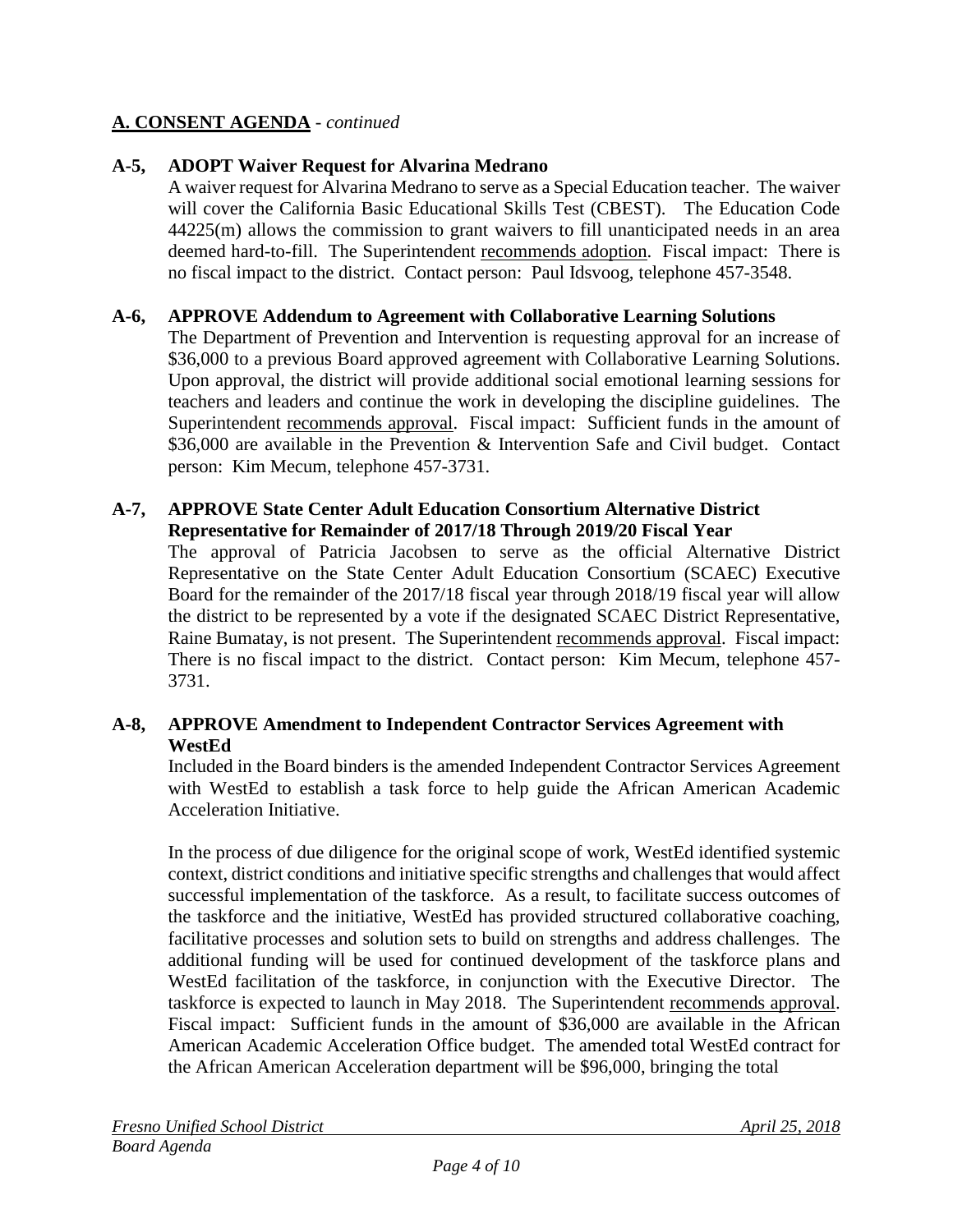**A. CONSENT AGENDA** - *continued*

**A-5, ADOPT Waiver Request for Alvarina Medrano**

A waiver request for Alvarina Medrano to serve as a Special Education teacher. The waiver will cover the California Basic Educational Skills Test (CBEST). The Education Code 44225(m) allows the commission to grant waivers to fill unanticipated needs in an area deemed hard-to-fill. The Superintendent recommends adoption. Fiscal impact: There is no fiscal impact to the district. Contact person: Paul Idsvoog, telephone 457-3548.

**A-6, APPROVE Addendum to Agreement with Collaborative Learning Solutions**

The Department of Prevention and Intervention is requesting approval for an increase of $36,000 to a previous Board approved agreement with Collaborative Learning Solutions. Upon approval, the district will provide additional social emotional learning sessions for teachers and leaders and continue the work in developing the discipline guidelines. The Superintendent recommends approval. Fiscal impact: Sufficient funds in the amount of $36,000 are available in the Prevention & Intervention Safe and Civil budget. Contact person: Kim Mecum, telephone 457-3731.

**A-7, APPROVE State Center Adult Education Consortium Alternative District Representative for Remainder of 2017/18 Through 2019/20 Fiscal Year**

The approval of Patricia Jacobsen to serve as the official Alternative District Representative on the State Center Adult Education Consortium (SCAEC) Executive Board for the remainder of the 2017/18 fiscal year through 2018/19 fiscal year will allow the district to be represented by a vote if the designated SCAEC District Representative, Raine Bumatay, is not present. The Superintendent recommends approval. Fiscal impact: There is no fiscal impact to the district. Contact person: Kim Mecum, telephone 457-3731.

**A-8, APPROVE Amendment to Independent Contractor Services Agreement with WestEd**

Included in the Board binders is the amended Independent Contractor Services Agreement with WestEd to establish a task force to help guide the African American Academic Acceleration Initiative.

In the process of due diligence for the original scope of work, WestEd identified systemic context, district conditions and initiative specific strengths and challenges that would affect successful implementation of the taskforce. As a result, to facilitate success outcomes of the taskforce and the initiative, WestEd has provided structured collaborative coaching, facilitative processes and solution sets to build on strengths and address challenges. The additional funding will be used for continued development of the taskforce plans and WestEd facilitation of the taskforce, in conjunction with the Executive Director. The taskforce is expected to launch in May 2018. The Superintendent recommends approval. Fiscal impact: Sufficient funds in the amount of $36,000 are available in the African American Academic Acceleration Office budget. The amended total WestEd contract for the African American Acceleration department will be $96,000, bringing the total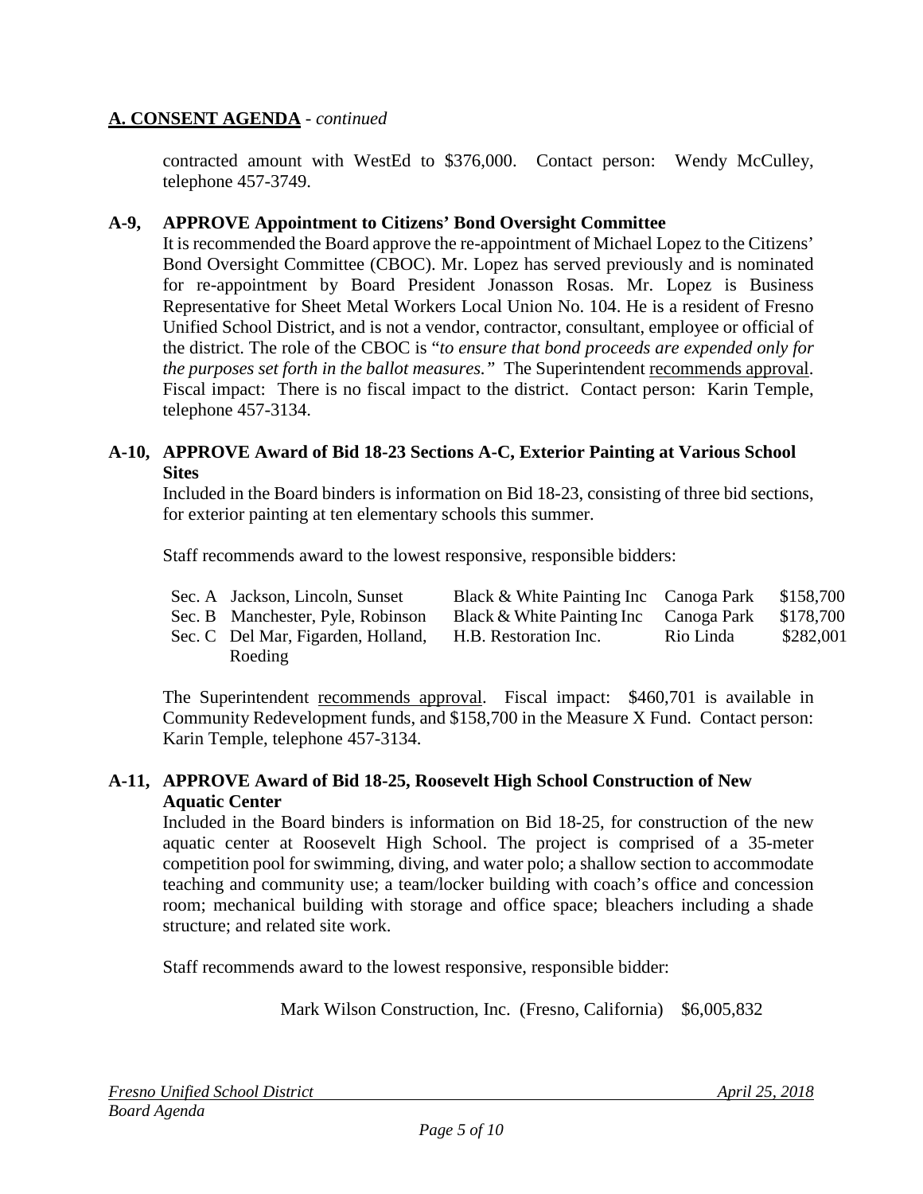## A. CONSENT AGENDA - *continued*

contracted amount with WestEd to $376,000. Contact person: Wendy McCulley, telephone 457-3749.

**A-9, APPROVE Appointment to Citizens' Bond Oversight Committee**

It is recommended the Board approve the re-appointment of Michael Lopez to the Citizens' Bond Oversight Committee (CBOC). Mr. Lopez has served previously and is nominated for re-appointment by Board President Jonasson Rosas. Mr. Lopez is Business Representative for Sheet Metal Workers Local Union No. 104. He is a resident of Fresno Unified School District, and is not a vendor, contractor, consultant, employee or official of the district. The role of the CBOC is "*to ensure that bond proceeds are expended only for the purposes set forth in the ballot measures.*" The Superintendent recommends approval. Fiscal impact: There is no fiscal impact to the district. Contact person: Karin Temple, telephone 457-3134.

**A-10, APPROVE Award of Bid 18-23 Sections A-C, Exterior Painting at Various School Sites**

Included in the Board binders is information on Bid 18-23, consisting of three bid sections, for exterior painting at ten elementary schools this summer.

Staff recommends award to the lowest responsive, responsible bidders:

| | | | | |
|---|---|---|---|---|
| Sec. A | Jackson, Lincoln, Sunset | Black & White Painting Inc | Canoga Park | $158,700 |
| Sec. B | Manchester, Pyle, Robinson | Black & White Painting Inc | Canoga Park | $178,700 |
| Sec. C | Del Mar, Figarden, Holland, Roeding | H.B. Restoration Inc. | Rio Linda | $282,001 |

The Superintendent recommends approval. Fiscal impact: $460,701 is available in Community Redevelopment funds, and $158,700 in the Measure X Fund. Contact person: Karin Temple, telephone 457-3134.

**A-11, APPROVE Award of Bid 18-25, Roosevelt High School Construction of New Aquatic Center**

Included in the Board binders is information on Bid 18-25, for construction of the new aquatic center at Roosevelt High School. The project is comprised of a 35-meter competition pool for swimming, diving, and water polo; a shallow section to accommodate teaching and community use; a team/locker building with coach's office and concession room; mechanical building with storage and office space; bleachers including a shade structure; and related site work.

Staff recommends award to the lowest responsive, responsible bidder:

Mark Wilson Construction, Inc. (Fresno, California) $6,005,832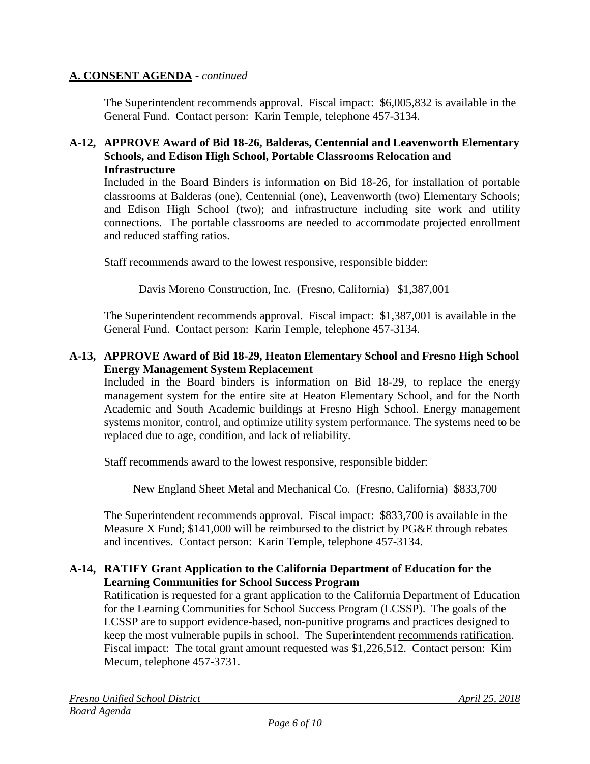## A. CONSENT AGENDA - *continued*

The Superintendent recommends approval. Fiscal impact: $6,005,832 is available in the General Fund. Contact person: Karin Temple, telephone 457-3134.

**A-12, APPROVE Award of Bid 18-26, Balderas, Centennial and Leavenworth Elementary Schools, and Edison High School, Portable Classrooms Relocation and Infrastructure**

Included in the Board Binders is information on Bid 18-26, for installation of portable classrooms at Balderas (one), Centennial (one), Leavenworth (two) Elementary Schools; and Edison High School (two); and infrastructure including site work and utility connections. The portable classrooms are needed to accommodate projected enrollment and reduced staffing ratios.

Staff recommends award to the lowest responsive, responsible bidder:

Davis Moreno Construction, Inc. (Fresno, California) $1,387,001

The Superintendent recommends approval. Fiscal impact: $1,387,001 is available in the General Fund. Contact person: Karin Temple, telephone 457-3134.

**A-13, APPROVE Award of Bid 18-29, Heaton Elementary School and Fresno High School Energy Management System Replacement**

Included in the Board binders is information on Bid 18-29, to replace the energy management system for the entire site at Heaton Elementary School, and for the North Academic and South Academic buildings at Fresno High School. Energy management systems monitor, control, and optimize utility system performance. The systems need to be replaced due to age, condition, and lack of reliability.

Staff recommends award to the lowest responsive, responsible bidder:

New England Sheet Metal and Mechanical Co. (Fresno, California) $833,700

The Superintendent recommends approval. Fiscal impact: $833,700 is available in the Measure X Fund; $141,000 will be reimbursed to the district by PG&E through rebates and incentives. Contact person: Karin Temple, telephone 457-3134.

**A-14, RATIFY Grant Application to the California Department of Education for the Learning Communities for School Success Program**

Ratification is requested for a grant application to the California Department of Education for the Learning Communities for School Success Program (LCSSP). The goals of the LCSSP are to support evidence-based, non-punitive programs and practices designed to keep the most vulnerable pupils in school. The Superintendent recommends ratification. Fiscal impact: The total grant amount requested was $1,226,512. Contact person: Kim Mecum, telephone 457-3731.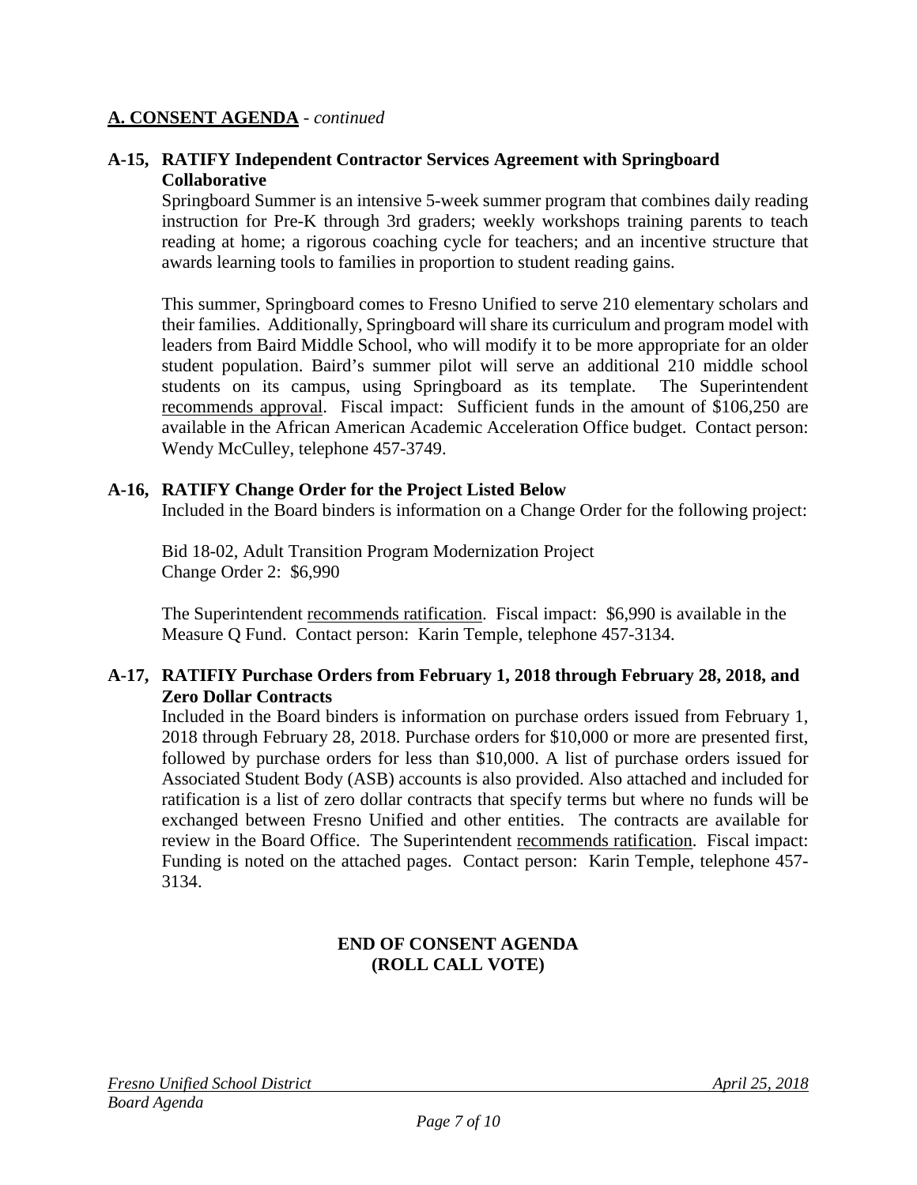**A. CONSENT AGENDA** - *continued*

**A-15, RATIFY Independent Contractor Services Agreement with Springboard Collaborative**

Springboard Summer is an intensive 5-week summer program that combines daily reading instruction for Pre-K through 3rd graders; weekly workshops training parents to teach reading at home; a rigorous coaching cycle for teachers; and an incentive structure that awards learning tools to families in proportion to student reading gains.

This summer, Springboard comes to Fresno Unified to serve 210 elementary scholars and their families. Additionally, Springboard will share its curriculum and program model with leaders from Baird Middle School, who will modify it to be more appropriate for an older student population. Baird's summer pilot will serve an additional 210 middle school students on its campus, using Springboard as its template. The Superintendent recommends approval. Fiscal impact: Sufficient funds in the amount of $106,250 are available in the African American Academic Acceleration Office budget. Contact person: Wendy McCulley, telephone 457-3749.

**A-16, RATIFY Change Order for the Project Listed Below**

Included in the Board binders is information on a Change Order for the following project:

Bid 18-02, Adult Transition Program Modernization Project
Change Order 2: $6,990

The Superintendent recommends ratification. Fiscal impact: $6,990 is available in the Measure Q Fund. Contact person: Karin Temple, telephone 457-3134.

**A-17, RATIFIY Purchase Orders from February 1, 2018 through February 28, 2018, and Zero Dollar Contracts**

Included in the Board binders is information on purchase orders issued from February 1, 2018 through February 28, 2018. Purchase orders for $10,000 or more are presented first, followed by purchase orders for less than $10,000. A list of purchase orders issued for Associated Student Body (ASB) accounts is also provided. Also attached and included for ratification is a list of zero dollar contracts that specify terms but where no funds will be exchanged between Fresno Unified and other entities. The contracts are available for review in the Board Office. The Superintendent recommends ratification. Fiscal impact: Funding is noted on the attached pages. Contact person: Karin Temple, telephone 457-3134.

**END OF CONSENT AGENDA**
**(ROLL CALL VOTE)**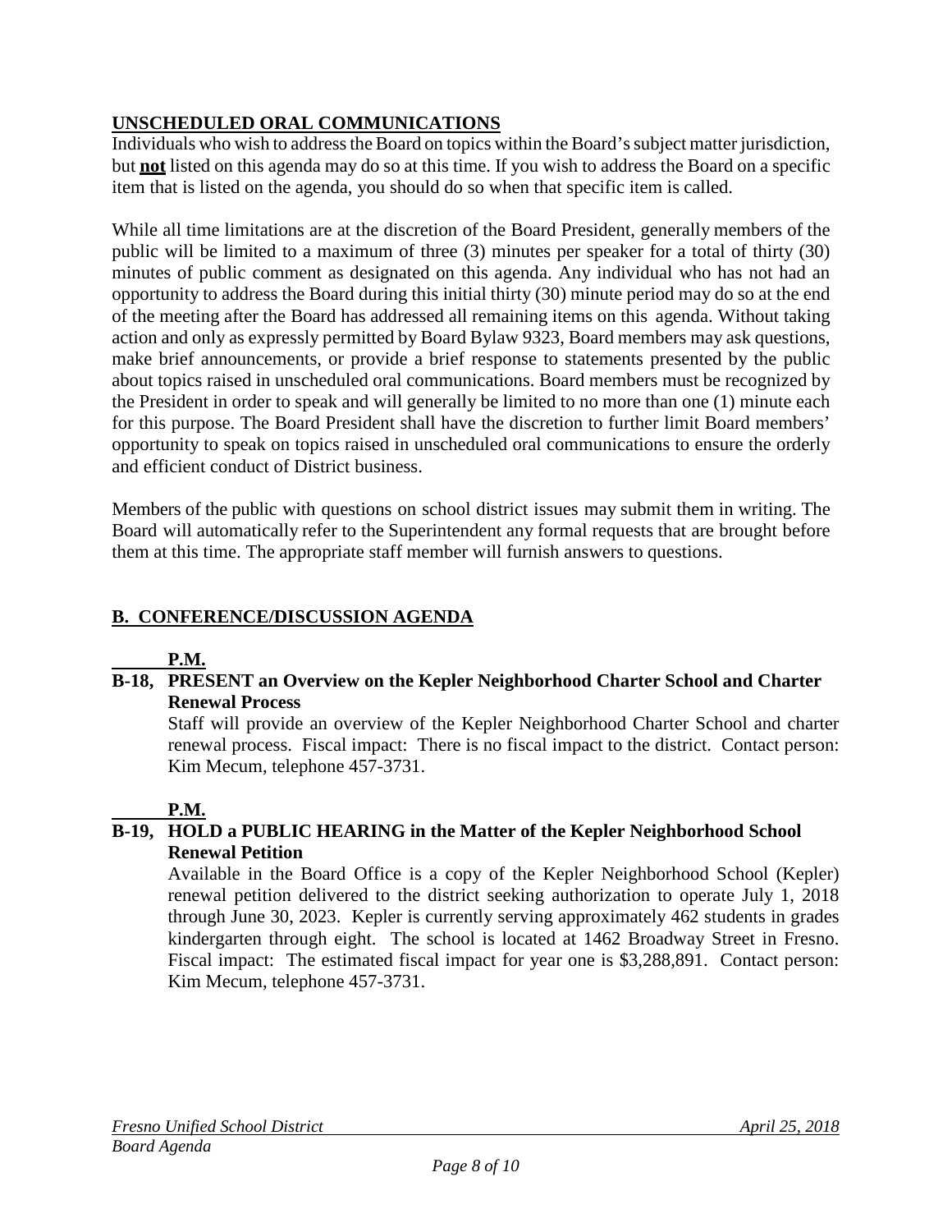## UNSCHEDULED ORAL COMMUNICATIONS

Individuals who wish to address the Board on topics within the Board's subject matter jurisdiction, but **not** listed on this agenda may do so at this time. If you wish to address the Board on a specific item that is listed on the agenda, you should do so when that specific item is called.

While all time limitations are at the discretion of the Board President, generally members of the public will be limited to a maximum of three (3) minutes per speaker for a total of thirty (30) minutes of public comment as designated on this agenda. Any individual who has not had an opportunity to address the Board during this initial thirty (30) minute period may do so at the end of the meeting after the Board has addressed all remaining items on this agenda. Without taking action and only as expressly permitted by Board Bylaw 9323, Board members may ask questions, make brief announcements, or provide a brief response to statements presented by the public about topics raised in unscheduled oral communications. Board members must be recognized by the President in order to speak and will generally be limited to no more than one (1) minute each for this purpose. The Board President shall have the discretion to further limit Board members' opportunity to speak on topics raised in unscheduled oral communications to ensure the orderly and efficient conduct of District business.

Members of the public with questions on school district issues may submit them in writing. The Board will automatically refer to the Superintendent any formal requests that are brought before them at this time. The appropriate staff member will furnish answers to questions.

## B. CONFERENCE/DISCUSSION AGENDA

**\_\_\_\_\_ P.M.**

**B-18, PRESENT an Overview on the Kepler Neighborhood Charter School and Charter Renewal Process**

Staff will provide an overview of the Kepler Neighborhood Charter School and charter renewal process. Fiscal impact: There is no fiscal impact to the district. Contact person: Kim Mecum, telephone 457-3731.

**\_\_\_\_\_ P.M.**

**B-19, HOLD a PUBLIC HEARING in the Matter of the Kepler Neighborhood School Renewal Petition**

Available in the Board Office is a copy of the Kepler Neighborhood School (Kepler) renewal petition delivered to the district seeking authorization to operate July 1, 2018 through June 30, 2023. Kepler is currently serving approximately 462 students in grades kindergarten through eight. The school is located at 1462 Broadway Street in Fresno. Fiscal impact: The estimated fiscal impact for year one is $3,288,891. Contact person: Kim Mecum, telephone 457-3731.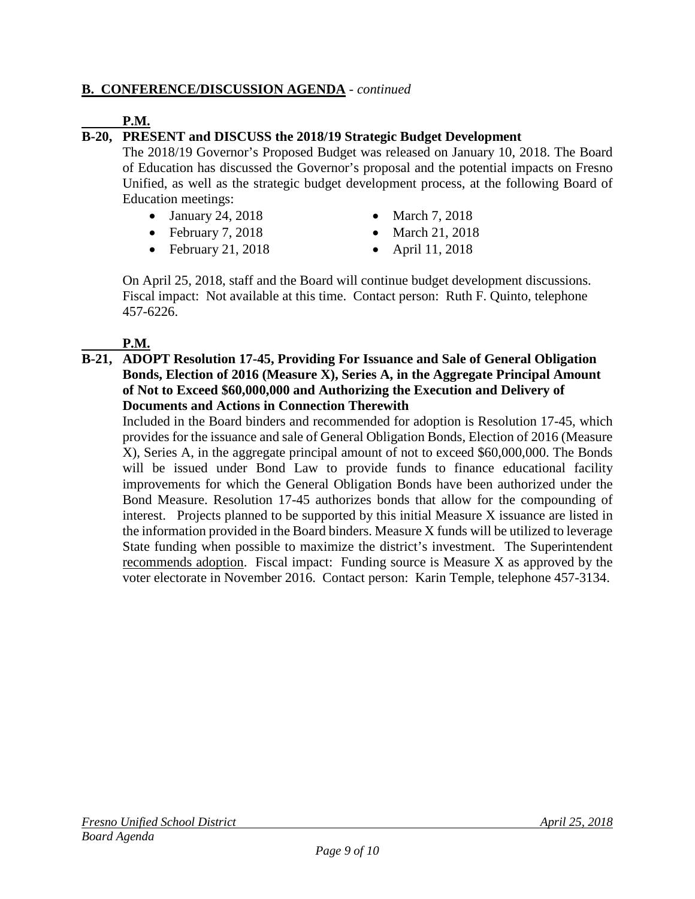**B. CONFERENCE/DISCUSSION AGENDA** - *continued*

**\_\_\_\_\_ P.M.**

**B-20, PRESENT and DISCUSS the 2018/19 Strategic Budget Development**

The 2018/19 Governor's Proposed Budget was released on January 10, 2018. The Board of Education has discussed the Governor's proposal and the potential impacts on Fresno Unified, as well as the strategic budget development process, at the following Board of Education meetings:

- January 24, 2018
- February 7, 2018
- February 21, 2018
- March 7, 2018
- March 21, 2018
- April 11, 2018

On April 25, 2018, staff and the Board will continue budget development discussions. Fiscal impact: Not available at this time. Contact person: Ruth F. Quinto, telephone 457-6226.

**\_\_\_\_\_ P.M.**

**B-21, ADOPT Resolution 17-45, Providing For Issuance and Sale of General Obligation Bonds, Election of 2016 (Measure X), Series A, in the Aggregate Principal Amount of Not to Exceed $60,000,000 and Authorizing the Execution and Delivery of Documents and Actions in Connection Therewith**

Included in the Board binders and recommended for adoption is Resolution 17-45, which provides for the issuance and sale of General Obligation Bonds, Election of 2016 (Measure X), Series A, in the aggregate principal amount of not to exceed $60,000,000. The Bonds will be issued under Bond Law to provide funds to finance educational facility improvements for which the General Obligation Bonds have been authorized under the Bond Measure. Resolution 17-45 authorizes bonds that allow for the compounding of interest. Projects planned to be supported by this initial Measure X issuance are listed in the information provided in the Board binders. Measure X funds will be utilized to leverage State funding when possible to maximize the district's investment. The Superintendent recommends adoption. Fiscal impact: Funding source is Measure X as approved by the voter electorate in November 2016. Contact person: Karin Temple, telephone 457-3134.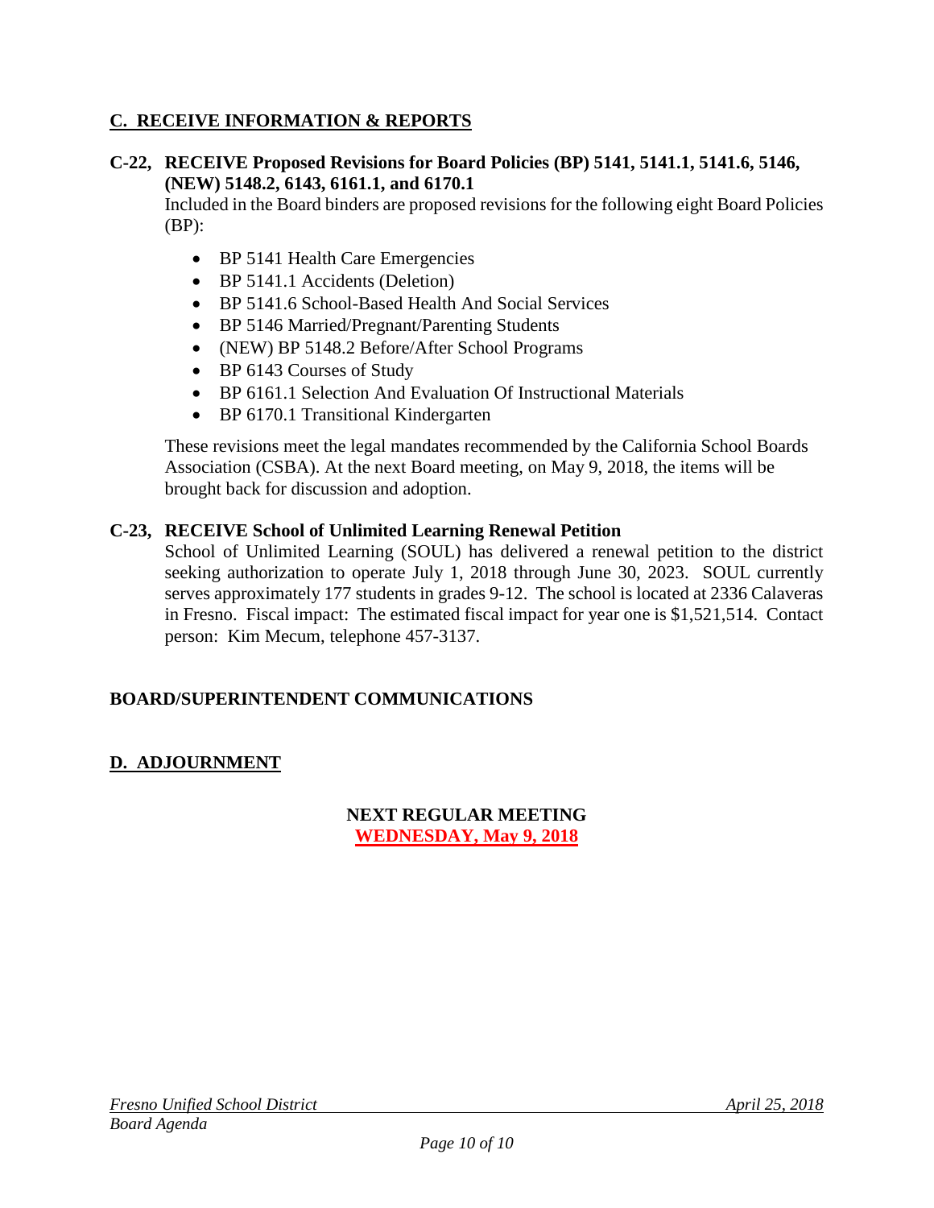## C. RECEIVE INFORMATION & REPORTS

**C-22, RECEIVE Proposed Revisions for Board Policies (BP) 5141, 5141.1, 5141.6, 5146, (NEW) 5148.2, 6143, 6161.1, and 6170.1**

Included in the Board binders are proposed revisions for the following eight Board Policies (BP):

- BP 5141 Health Care Emergencies
- BP 5141.1 Accidents (Deletion)
- BP 5141.6 School-Based Health And Social Services
- BP 5146 Married/Pregnant/Parenting Students
- (NEW) BP 5148.2 Before/After School Programs
- BP 6143 Courses of Study
- BP 6161.1 Selection And Evaluation Of Instructional Materials
- BP 6170.1 Transitional Kindergarten

These revisions meet the legal mandates recommended by the California School Boards Association (CSBA). At the next Board meeting, on May 9, 2018, the items will be brought back for discussion and adoption.

**C-23, RECEIVE School of Unlimited Learning Renewal Petition**

School of Unlimited Learning (SOUL) has delivered a renewal petition to the district seeking authorization to operate July 1, 2018 through June 30, 2023. SOUL currently serves approximately 177 students in grades 9-12. The school is located at 2336 Calaveras in Fresno. Fiscal impact: The estimated fiscal impact for year one is $1,521,514. Contact person: Kim Mecum, telephone 457-3137.

## BOARD/SUPERINTENDENT COMMUNICATIONS

## D. ADJOURNMENT

**NEXT REGULAR MEETING**

**WEDNESDAY, May 9, 2018**